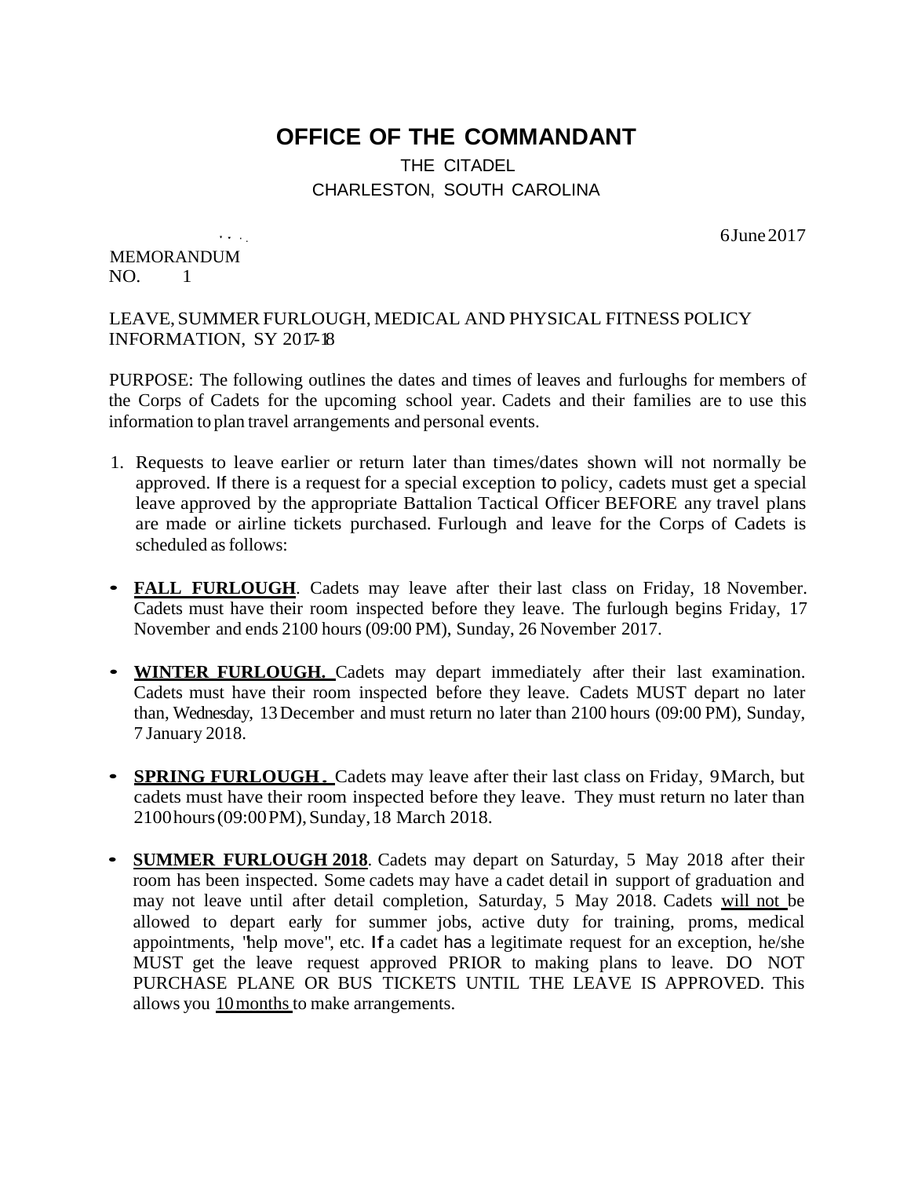# OFFICE OF THE COMMANDANT

THE CITADEL
CHARLESTON, SOUTH CAROLINA

6 June 2017

MEMORANDUM
NO. 1

LEAVE, SUMMER FURLOUGH, MEDICAL AND PHYSICAL FITNESS POLICY INFORMATION, SY 2017-18

PURPOSE: The following outlines the dates and times of leaves and furloughs for members of the Corps of Cadets for the upcoming school year. Cadets and their families are to use this information to plan travel arrangements and personal events.

1. Requests to leave earlier or return later than times/dates shown will not normally be approved. If there is a request for a special exception to policy, cadets must get a special leave approved by the appropriate Battalion Tactical Officer BEFORE any travel plans are made or airline tickets purchased. Furlough and leave for the Corps of Cadets is scheduled as follows:

- **FALL FURLOUGH**. Cadets may leave after their last class on Friday, 18 November. Cadets must have their room inspected before they leave. The furlough begins Friday, 17 November and ends 2100 hours (09:00 PM), Sunday, 26 November 2017.

- **WINTER FURLOUGH.** Cadets may depart immediately after their last examination. Cadets must have their room inspected before they leave. Cadets MUST depart no later than, Wednesday, 13 December and must return no later than 2100 hours (09:00 PM), Sunday, 7 January 2018.

- **SPRING FURLOUGH.** Cadets may leave after their last class on Friday, 9 March, but cadets must have their room inspected before they leave. They must return no later than 2100 hours (09:00 PM), Sunday, 18 March 2018.

- **SUMMER FURLOUGH 2018**. Cadets may depart on Saturday, 5 May 2018 after their room has been inspected. Some cadets may have a cadet detail in support of graduation and may not leave until after detail completion, Saturday, 5 May 2018. Cadets <u>will not</u> be allowed to depart early for summer jobs, active duty for training, proms, medical appointments, "help move", etc. If a cadet has a legitimate request for an exception, he/she MUST get the leave request approved PRIOR to making plans to leave. DO NOT PURCHASE PLANE OR BUS TICKETS UNTIL THE LEAVE IS APPROVED. This allows you <u>10 months</u> to make arrangements.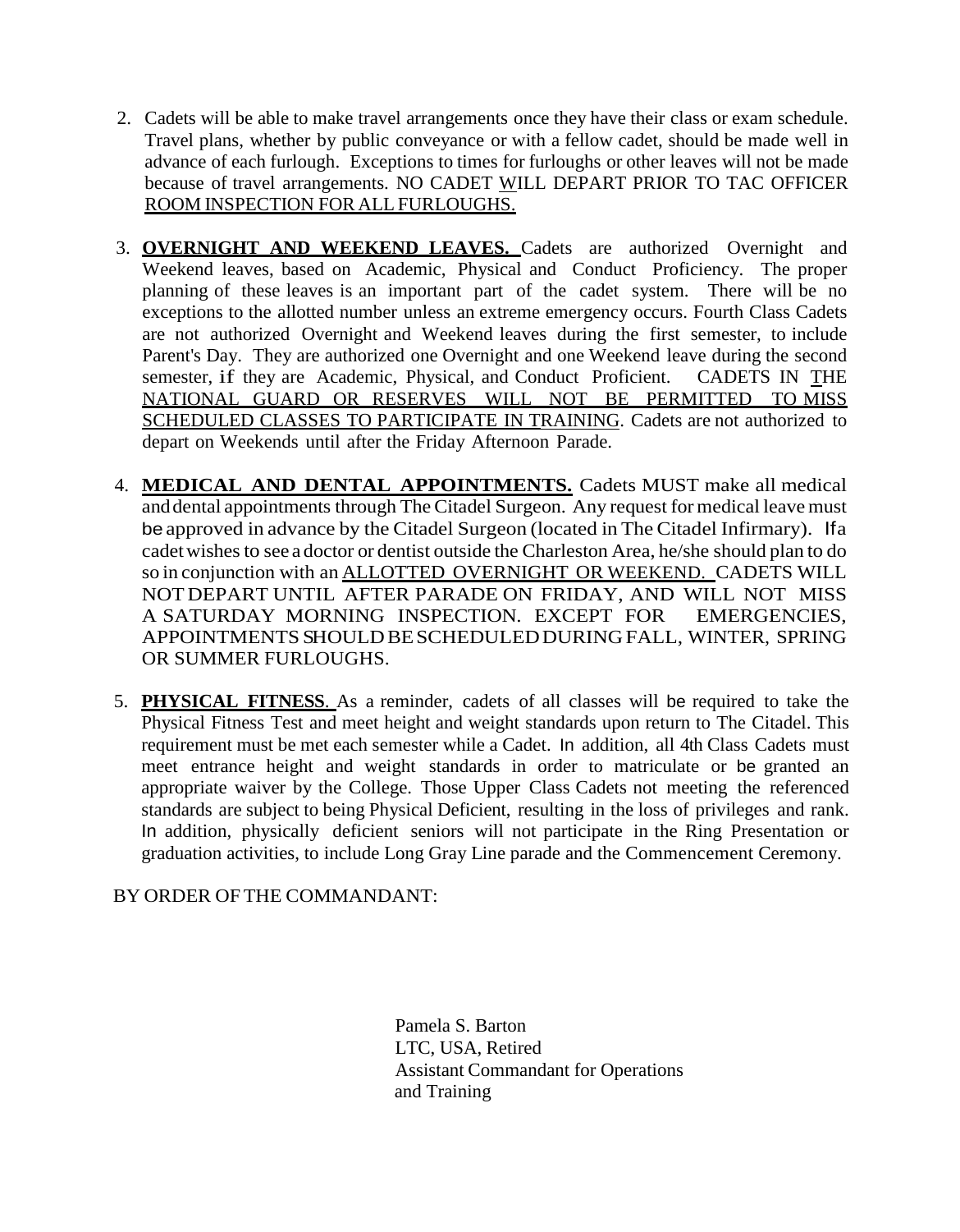2. Cadets will be able to make travel arrangements once they have their class or exam schedule. Travel plans, whether by public conveyance or with a fellow cadet, should be made well in advance of each furlough. Exceptions to times for furloughs or other leaves will not be made because of travel arrangements. NO CADET WILL DEPART PRIOR TO TAC OFFICER ROOM INSPECTION FOR ALL FURLOUGHS.

3. **OVERNIGHT AND WEEKEND LEAVES.** Cadets are authorized Overnight and Weekend leaves, based on Academic, Physical and Conduct Proficiency. The proper planning of these leaves is an important part of the cadet system. There will be no exceptions to the allotted number unless an extreme emergency occurs. Fourth Class Cadets are not authorized Overnight and Weekend leaves during the first semester, to include Parent's Day. They are authorized one Overnight and one Weekend leave during the second semester, if they are Academic, Physical, and Conduct Proficient. CADETS IN THE NATIONAL GUARD OR RESERVES WILL NOT BE PERMITTED TO MISS SCHEDULED CLASSES TO PARTICIPATE IN TRAINING. Cadets are not authorized to depart on Weekends until after the Friday Afternoon Parade.

4. **MEDICAL AND DENTAL APPOINTMENTS.** Cadets MUST make all medical and dental appointments through The Citadel Surgeon. Any request for medical leave must be approved in advance by the Citadel Surgeon (located in The Citadel Infirmary). If a cadet wishes to see a doctor or dentist outside the Charleston Area, he/she should plan to do so in conjunction with an ALLOTTED OVERNIGHT OR WEEKEND. CADETS WILL NOT DEPART UNTIL AFTER PARADE ON FRIDAY, AND WILL NOT MISS A SATURDAY MORNING INSPECTION. EXCEPT FOR EMERGENCIES, APPOINTMENTS SHOULD BE SCHEDULED DURING FALL, WINTER, SPRING OR SUMMER FURLOUGHS.

5. **PHYSICAL FITNESS**. As a reminder, cadets of all classes will be required to take the Physical Fitness Test and meet height and weight standards upon return to The Citadel. This requirement must be met each semester while a Cadet. In addition, all 4th Class Cadets must meet entrance height and weight standards in order to matriculate or be granted an appropriate waiver by the College. Those Upper Class Cadets not meeting the referenced standards are subject to being Physical Deficient, resulting in the loss of privileges and rank. In addition, physically deficient seniors will not participate in the Ring Presentation or graduation activities, to include Long Gray Line parade and the Commencement Ceremony.

BY ORDER OF THE COMMANDANT:

Pamela S. Barton
LTC, USA, Retired
Assistant Commandant for Operations and Training